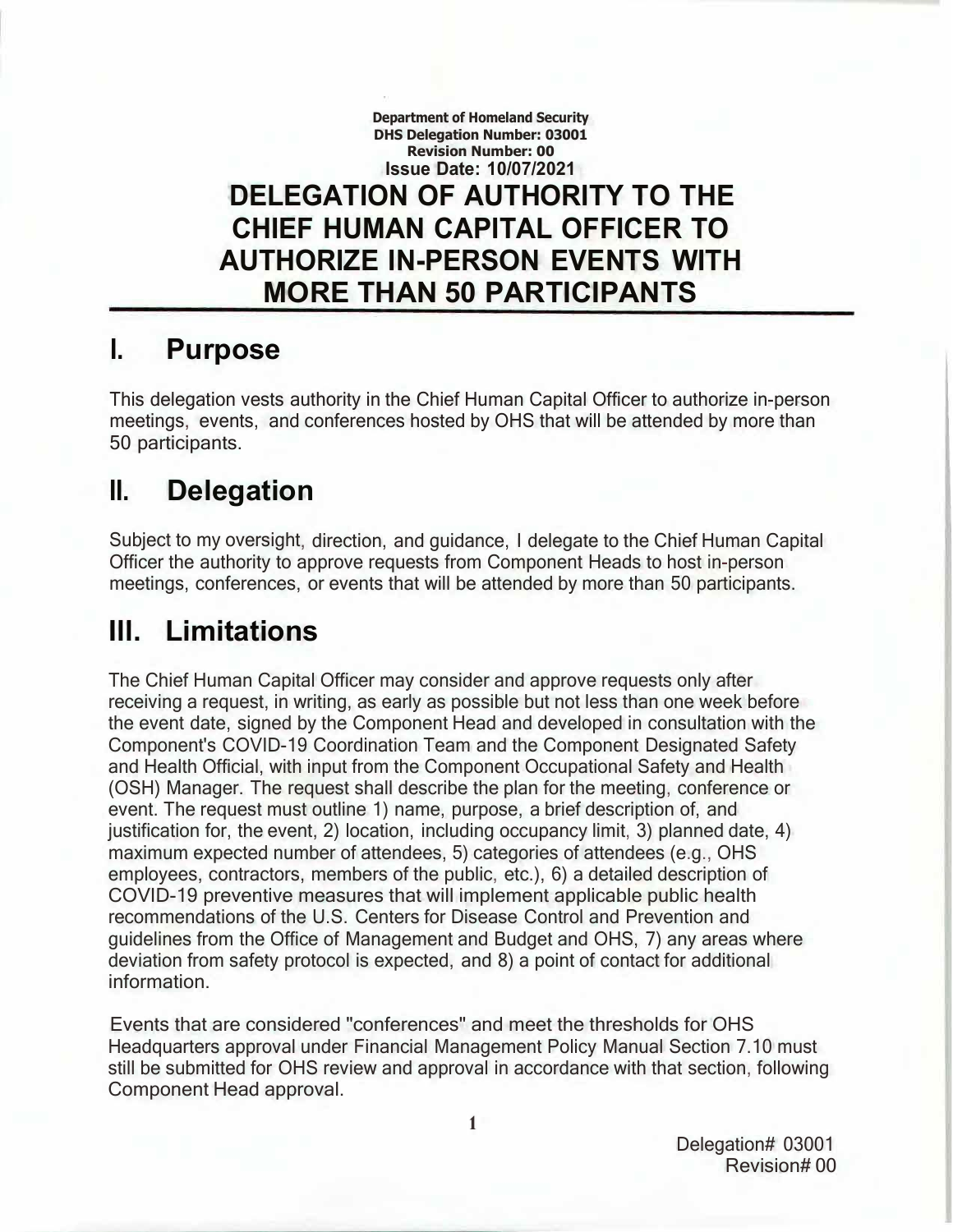**Department of Homeland Security**
**DHS Delegation Number: 03001**
**Revision Number: 00**
**Issue Date: 10/07/2021**

# DELEGATION OF AUTHORITY TO THE CHIEF HUMAN CAPITAL OFFICER TO AUTHORIZE IN-PERSON EVENTS WITH MORE THAN 50 PARTICIPANTS

## I. Purpose

This delegation vests authority in the Chief Human Capital Officer to authorize in-person meetings, events, and conferences hosted by OHS that will be attended by more than 50 participants.

## II. Delegation

Subject to my oversight, direction, and guidance, I delegate to the Chief Human Capital Officer the authority to approve requests from Component Heads to host in-person meetings, conferences, or events that will be attended by more than 50 participants.

## III. Limitations

The Chief Human Capital Officer may consider and approve requests only after receiving a request, in writing, as early as possible but not less than one week before the event date, signed by the Component Head and developed in consultation with the Component's COVID-19 Coordination Team and the Component Designated Safety and Health Official, with input from the Component Occupational Safety and Health (OSH) Manager. The request shall describe the plan for the meeting, conference or event. The request must outline 1) name, purpose, a brief description of, and justification for, the event, 2) location, including occupancy limit, 3) planned date, 4) maximum expected number of attendees, 5) categories of attendees (e.g., OHS employees, contractors, members of the public, etc.), 6) a detailed description of COVID-19 preventive measures that will implement applicable public health recommendations of the U.S. Centers for Disease Control and Prevention and guidelines from the Office of Management and Budget and OHS, 7) any areas where deviation from safety protocol is expected, and 8) a point of contact for additional information.

Events that are considered "conferences" and meet the thresholds for OHS Headquarters approval under Financial Management Policy Manual Section 7.10 must still be submitted for OHS review and approval in accordance with that section, following Component Head approval.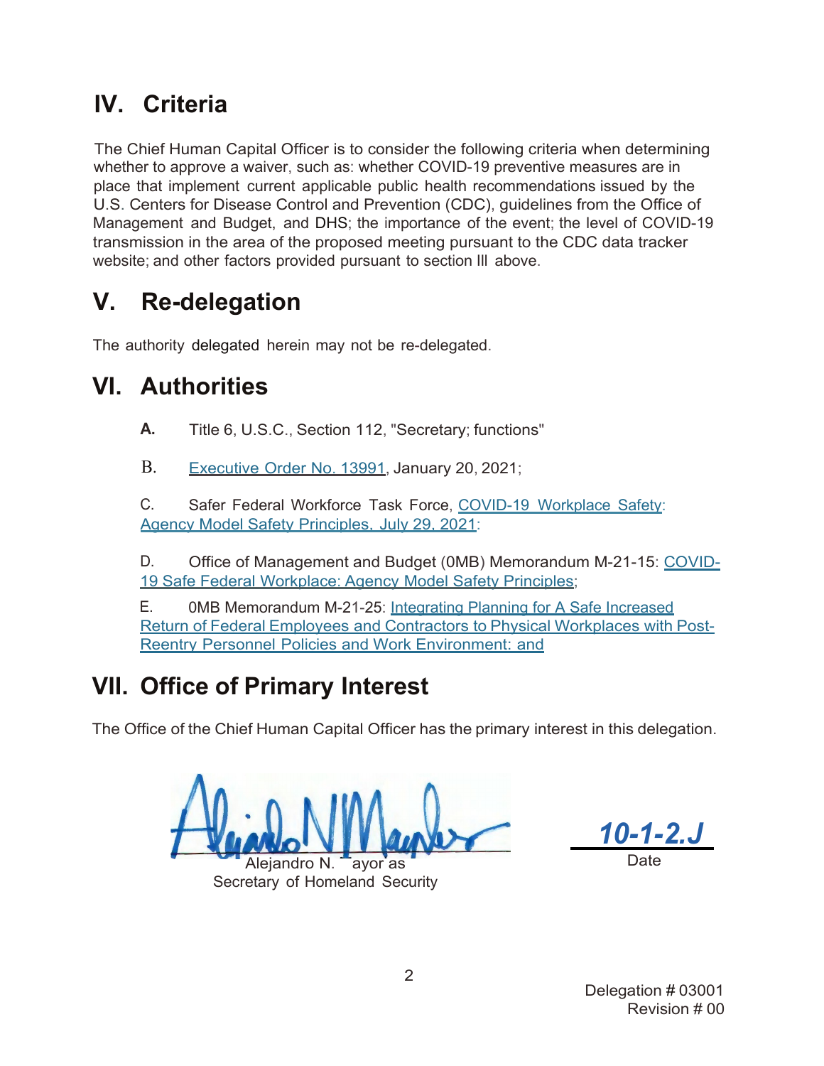## IV. Criteria

The Chief Human Capital Officer is to consider the following criteria when determining whether to approve a waiver, such as: whether COVID-19 preventive measures are in place that implement current applicable public health recommendations issued by the U.S. Centers for Disease Control and Prevention (CDC), guidelines from the Office of Management and Budget, and DHS; the importance of the event; the level of COVID-19 transmission in the area of the proposed meeting pursuant to the CDC data tracker website; and other factors provided pursuant to section III above.

## V. Re-delegation

The authority delegated herein may not be re-delegated.

## VI. Authorities

A. Title 6, U.S.C., Section 112, "Secretary; functions"

B. Executive Order No. 13991, January 20, 2021;

C. Safer Federal Workforce Task Force, COVID-19 Workplace Safety: Agency Model Safety Principles, July 29, 2021;

D. Office of Management and Budget (0MB) Memorandum M-21-15: COVID-19 Safe Federal Workplace: Agency Model Safety Principles;

E. 0MB Memorandum M-21-25: Integrating Planning for A Safe Increased Return of Federal Employees and Contractors to Physical Workplaces with Post-Reentry Personnel Policies and Work Environment: and

## VII. Office of Primary Interest

The Office of the Chief Human Capital Officer has the primary interest in this delegation.

Alejandro N. Mayorkas
Secretary of Homeland Security

10-1-2.J
Date

Delegation # 03001
Revision # 00